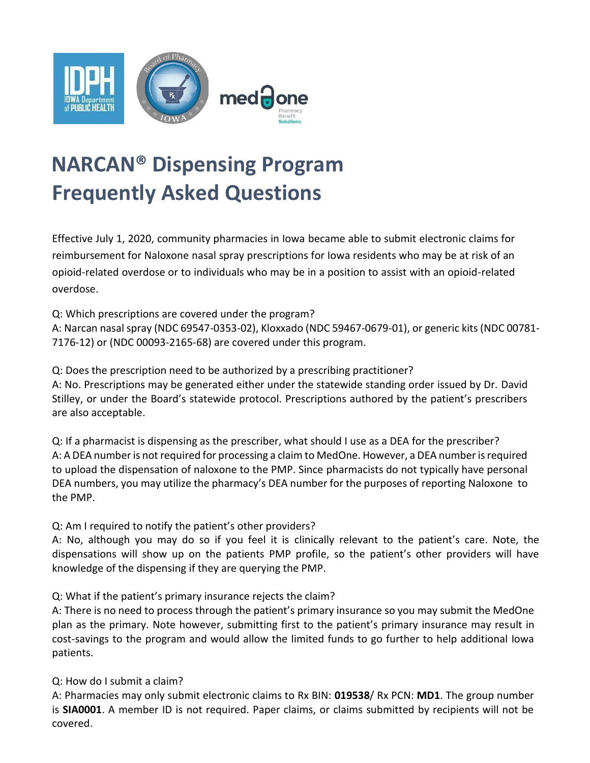# NARCAN® Dispensing Program Frequently Asked Questions

Effective July 1, 2020, community pharmacies in Iowa became able to submit electronic claims for reimbursement for Naloxone nasal spray prescriptions for Iowa residents who may be at risk of an opioid-related overdose or to individuals who may be in a position to assist with an opioid-related overdose.

Q: Which prescriptions are covered under the program?
A: Narcan nasal spray (NDC 69547-0353-02), Kloxxado (NDC 59467-0679-01), or generic kits (NDC 00781-7176-12) or (NDC 00093-2165-68) are covered under this program.

Q: Does the prescription need to be authorized by a prescribing practitioner?
A: No. Prescriptions may be generated either under the statewide standing order issued by Dr. David Stilley, or under the Board's statewide protocol. Prescriptions authored by the patient's prescribers are also acceptable.

Q: If a pharmacist is dispensing as the prescriber, what should I use as a DEA for the prescriber?
A: A DEA number is not required for processing a claim to MedOne. However, a DEA number is required to upload the dispensation of naloxone to the PMP. Since pharmacists do not typically have personal DEA numbers, you may utilize the pharmacy's DEA number for the purposes of reporting Naloxone to the PMP.

Q: Am I required to notify the patient's other providers?
A: No, although you may do so if you feel it is clinically relevant to the patient's care. Note, the dispensations will show up on the patients PMP profile, so the patient's other providers will have knowledge of the dispensing if they are querying the PMP.

Q: What if the patient's primary insurance rejects the claim?
A: There is no need to process through the patient's primary insurance so you may submit the MedOne plan as the primary. Note however, submitting first to the patient's primary insurance may result in cost-savings to the program and would allow the limited funds to go further to help additional Iowa patients.

Q: How do I submit a claim?
A: Pharmacies may only submit electronic claims to Rx BIN: **019538**/ Rx PCN: **MD1**. The group number is **SIA0001**. A member ID is not required. Paper claims, or claims submitted by recipients will not be covered.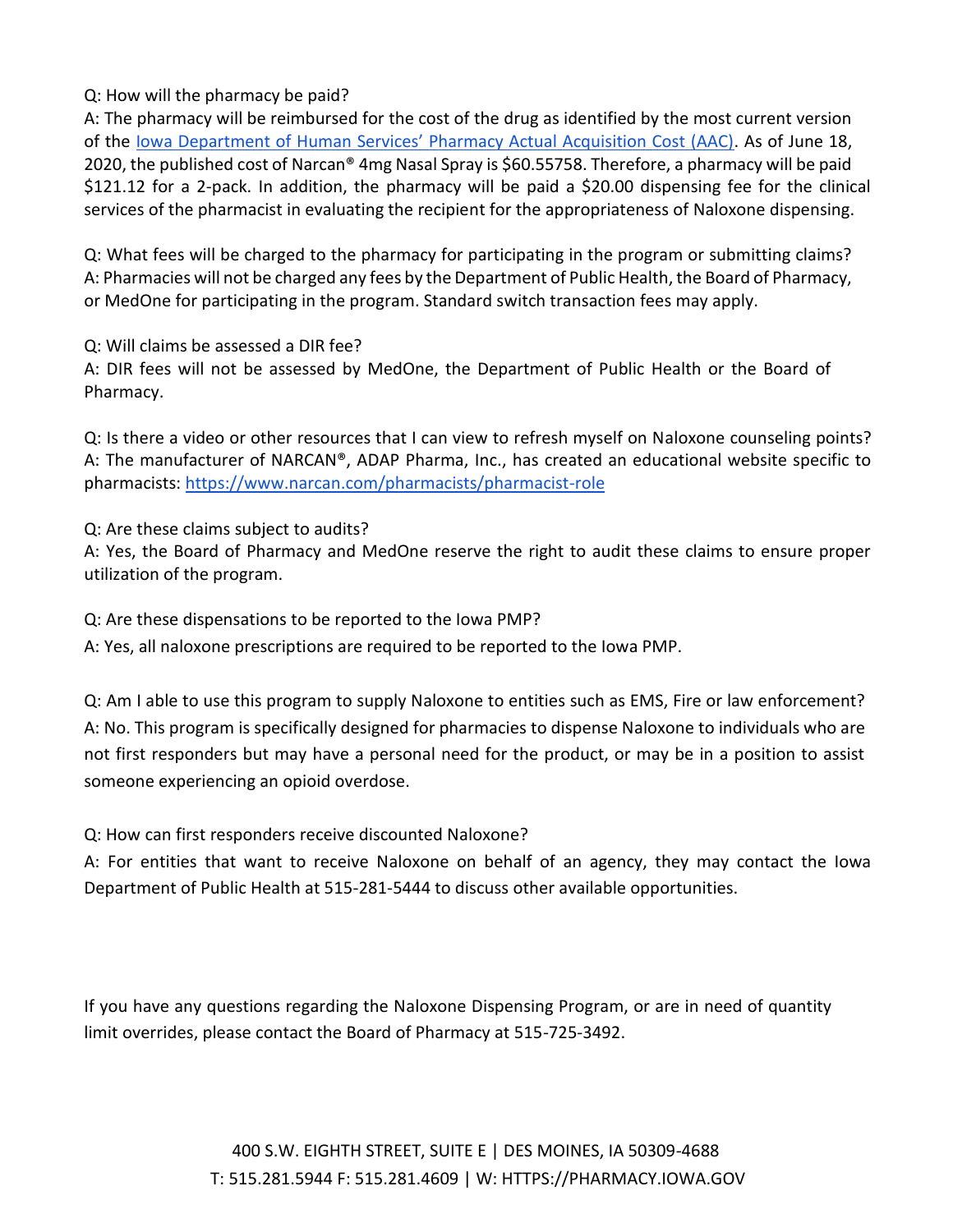Q: How will the pharmacy be paid?
A: The pharmacy will be reimbursed for the cost of the drug as identified by the most current version of the [Iowa Department of Human Services' Pharmacy Actual Acquisition Cost (AAC)](). As of June 18, 2020, the published cost of Narcan® 4mg Nasal Spray is $60.55758. Therefore, a pharmacy will be paid $121.12 for a 2-pack. In addition, the pharmacy will be paid a $20.00 dispensing fee for the clinical services of the pharmacist in evaluating the recipient for the appropriateness of Naloxone dispensing.

Q: What fees will be charged to the pharmacy for participating in the program or submitting claims?
A: Pharmacies will not be charged any fees by the Department of Public Health, the Board of Pharmacy, or MedOne for participating in the program. Standard switch transaction fees may apply.

Q: Will claims be assessed a DIR fee?
A: DIR fees will not be assessed by MedOne, the Department of Public Health or the Board of Pharmacy.

Q: Is there a video or other resources that I can view to refresh myself on Naloxone counseling points?
A: The manufacturer of NARCAN®, ADAP Pharma, Inc., has created an educational website specific to pharmacists: https://www.narcan.com/pharmacists/pharmacist-role

Q: Are these claims subject to audits?
A: Yes, the Board of Pharmacy and MedOne reserve the right to audit these claims to ensure proper utilization of the program.

Q: Are these dispensations to be reported to the Iowa PMP?
A: Yes, all naloxone prescriptions are required to be reported to the Iowa PMP.

Q: Am I able to use this program to supply Naloxone to entities such as EMS, Fire or law enforcement?
A: No. This program is specifically designed for pharmacies to dispense Naloxone to individuals who are not first responders but may have a personal need for the product, or may be in a position to assist someone experiencing an opioid overdose.

Q: How can first responders receive discounted Naloxone?
A: For entities that want to receive Naloxone on behalf of an agency, they may contact the Iowa Department of Public Health at 515-281-5444 to discuss other available opportunities.

If you have any questions regarding the Naloxone Dispensing Program, or are in need of quantity limit overrides, please contact the Board of Pharmacy at 515-725-3492.

400 S.W. EIGHTH STREET, SUITE E | DES MOINES, IA 50309-4688
T: 515.281.5944 F: 515.281.4609 | W: HTTPS://PHARMACY.IOWA.GOV